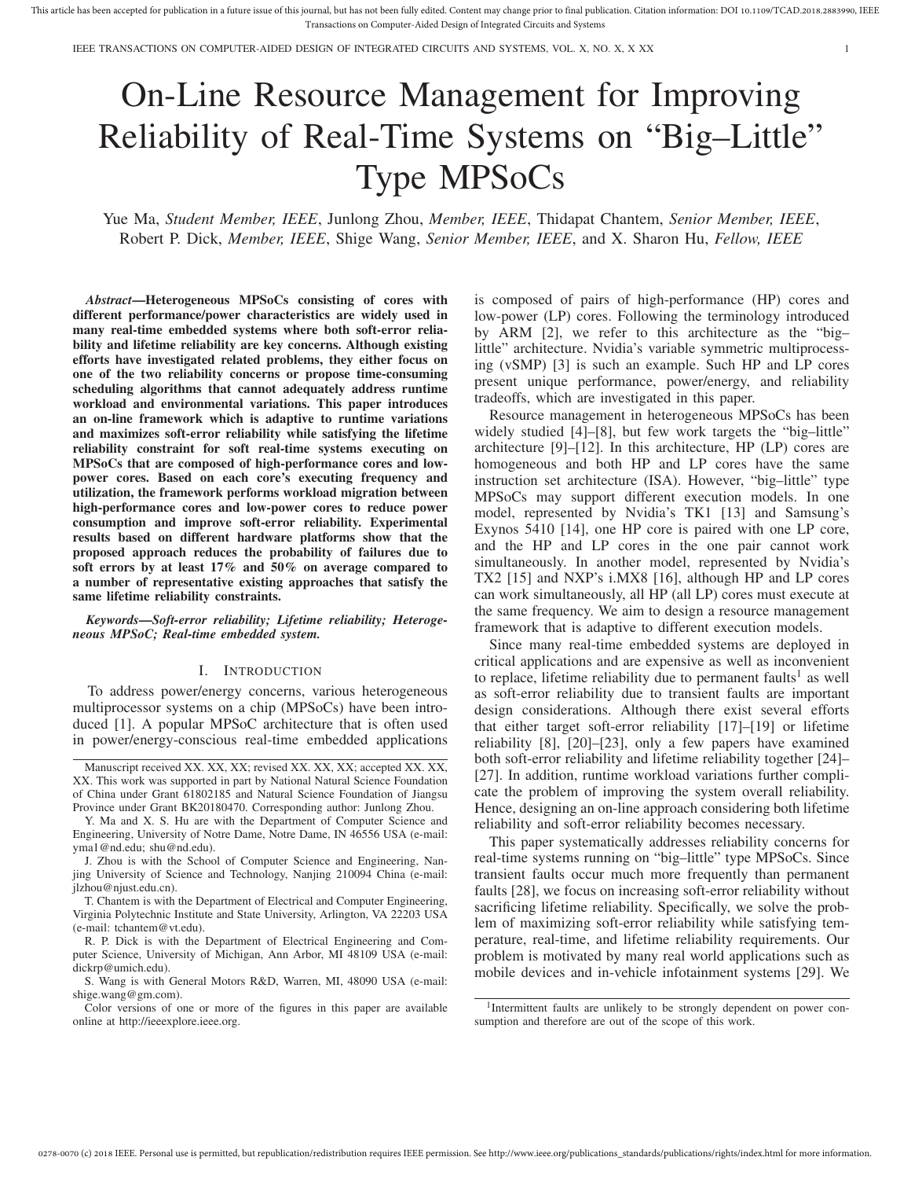# On-Line Resource Management for Improving Reliability of Real-Time Systems on "Big–Little" Type MPSoCs

Yue Ma, *Student Member, IEEE*, Junlong Zhou, *Member, IEEE*, Thidapat Chantem, *Senior Member, IEEE*, Robert P. Dick, *Member, IEEE*, Shige Wang, *Senior Member, IEEE*, and X. Sharon Hu, *Fellow, IEEE*

***Abstract*—Heterogeneous MPSoCs consisting of cores with different performance/power characteristics are widely used in many real-time embedded systems where both soft-error reliability and lifetime reliability are key concerns. Although existing efforts have investigated related problems, they either focus on one of the two reliability concerns or propose time-consuming scheduling algorithms that cannot adequately address runtime workload and environmental variations. This paper introduces an on-line framework which is adaptive to runtime variations and maximizes soft-error reliability while satisfying the lifetime reliability constraint for soft real-time systems executing on MPSoCs that are composed of high-performance cores and low-power cores. Based on each core's executing frequency and utilization, the framework performs workload migration between high-performance cores and low-power cores to reduce power consumption and improve soft-error reliability. Experimental results based on different hardware platforms show that the proposed approach reduces the probability of failures due to soft errors by at least 17% and 50% on average compared to a number of representative existing approaches that satisfy the same lifetime reliability constraints.**

***Keywords*—Soft-error reliability; Lifetime reliability; Heterogeneous MPSoC; Real-time embedded system.**

## I. Introduction

To address power/energy concerns, various heterogeneous multiprocessor systems on a chip (MPSoCs) have been introduced [1]. A popular MPSoC architecture that is often used in power/energy-conscious real-time embedded applications is composed of pairs of high-performance (HP) cores and low-power (LP) cores. Following the terminology introduced by ARM [2], we refer to this architecture as the "big–little" architecture. Nvidia's variable symmetric multiprocessing (vSMP) [3] is such an example. Such HP and LP cores present unique performance, power/energy, and reliability tradeoffs, which are investigated in this paper.

Resource management in heterogeneous MPSoCs has been widely studied [4]–[8], but few work targets the "big–little" architecture [9]–[12]. In this architecture, HP (LP) cores are homogeneous and both HP and LP cores have the same instruction set architecture (ISA). However, "big–little" type MPSoCs may support different execution models. In one model, represented by Nvidia's TK1 [13] and Samsung's Exynos 5410 [14], one HP core is paired with one LP core, and the HP and LP cores in the one pair cannot work simultaneously. In another model, represented by Nvidia's TX2 [15] and NXP's i.MX8 [16], although HP and LP cores can work simultaneously, all HP (all LP) cores must execute at the same frequency. We aim to design a resource management framework that is adaptive to different execution models.

Since many real-time embedded systems are deployed in critical applications and are expensive as well as inconvenient to replace, lifetime reliability due to permanent faults[1] as well as soft-error reliability due to transient faults are important design considerations. Although there exist several efforts that either target soft-error reliability [17]–[19] or lifetime reliability [8], [20]–[23], only a few papers have examined both soft-error reliability and lifetime reliability together [24]–[27]. In addition, runtime workload variations further complicate the problem of improving the system overall reliability. Hence, designing an on-line approach considering both lifetime reliability and soft-error reliability becomes necessary.

This paper systematically addresses reliability concerns for real-time systems running on "big–little" type MPSoCs. Since transient faults occur much more frequently than permanent faults [28], we focus on increasing soft-error reliability without sacrificing lifetime reliability. Specifically, we solve the problem of maximizing soft-error reliability while satisfying temperature, real-time, and lifetime reliability requirements. Our problem is motivated by many real world applications such as mobile devices and in-vehicle infotainment systems [29]. We

[1] Intermittent faults are unlikely to be strongly dependent on power consumption and therefore are out of the scope of this work.

Manuscript received XX. XX, XX; revised XX. XX, XX; accepted XX. XX, XX. This work was supported in part by National Natural Science Foundation of China under Grant 61802185 and Natural Science Foundation of Jiangsu Province under Grant BK20180470. Corresponding author: Junlong Zhou.

Y. Ma and X. S. Hu are with the Department of Computer Science and Engineering, University of Notre Dame, Notre Dame, IN 46556 USA (e-mail: yma1@nd.edu; shu@nd.edu).

J. Zhou is with the School of Computer Science and Engineering, Nanjing University of Science and Technology, Nanjing 210094 China (e-mail: jlzhou@njust.edu.cn).

T. Chantem is with the Department of Electrical and Computer Engineering, Virginia Polytechnic Institute and State University, Arlington, VA 22203 USA (e-mail: tchantem@vt.edu).

R. P. Dick is with the Department of Electrical Engineering and Computer Science, University of Michigan, Ann Arbor, MI 48109 USA (e-mail: dickrp@umich.edu).

S. Wang is with General Motors R&D, Warren, MI, 48090 USA (e-mail: shige.wang@gm.com).

Color versions of one or more of the figures in this paper are available online at http://ieeexplore.ieee.org.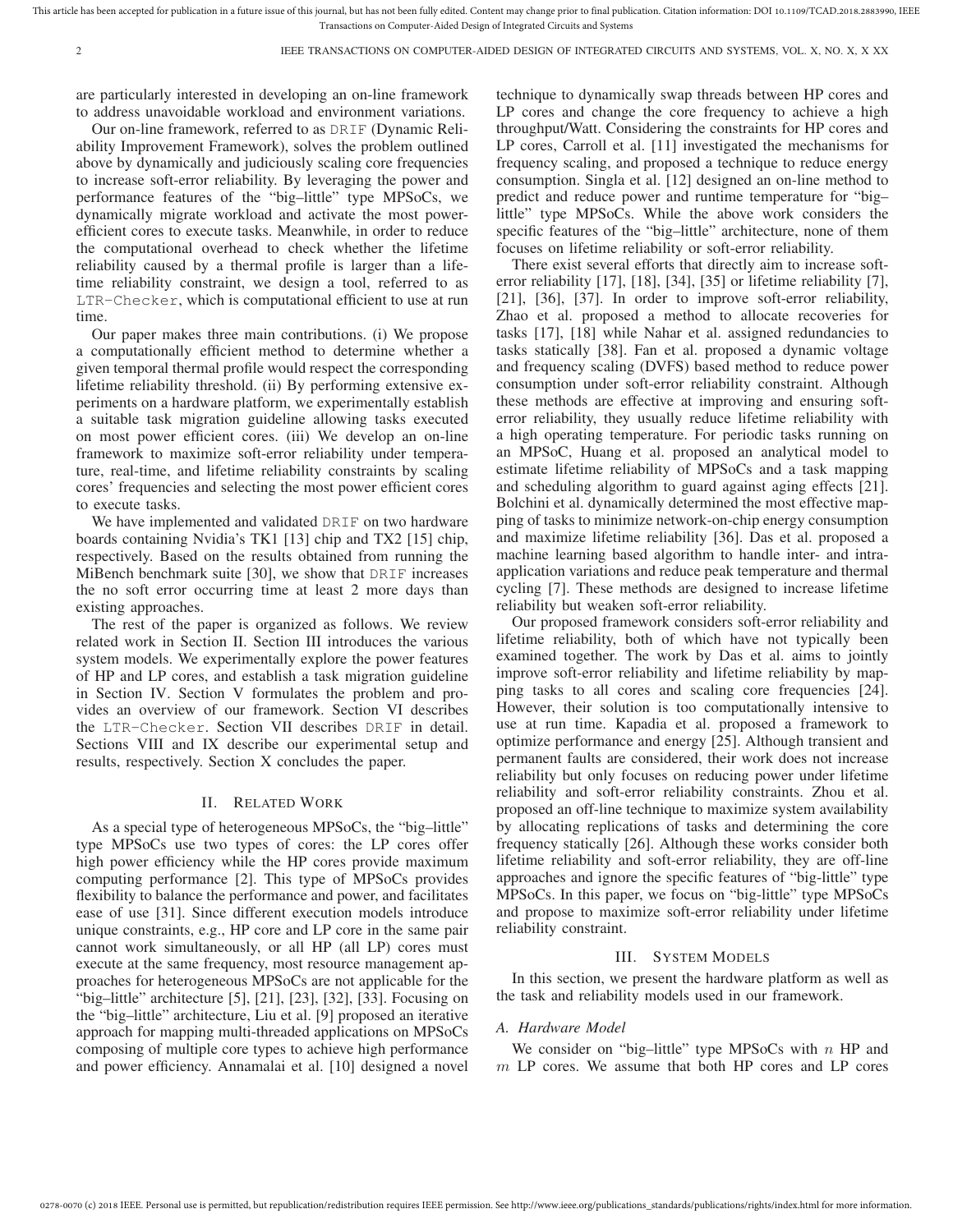are particularly interested in developing an on-line framework to address unavoidable workload and environment variations.

Our on-line framework, referred to as `DRIF` (Dynamic Reliability Improvement Framework), solves the problem outlined above by dynamically and judiciously scaling core frequencies to increase soft-error reliability. By leveraging the power and performance features of the "big–little" type MPSoCs, we dynamically migrate workload and activate the most power-efficient cores to execute tasks. Meanwhile, in order to reduce the computational overhead to check whether the lifetime reliability caused by a thermal profile is larger than a lifetime reliability constraint, we design a tool, referred to as `LTR-Checker`, which is computational efficient to use at run time.

Our paper makes three main contributions. (i) We propose a computationally efficient method to determine whether a given temporal thermal profile would respect the corresponding lifetime reliability threshold. (ii) By performing extensive experiments on a hardware platform, we experimentally establish a suitable task migration guideline allowing tasks executed on most power efficient cores. (iii) We develop an on-line framework to maximize soft-error reliability under temperature, real-time, and lifetime reliability constraints by scaling cores' frequencies and selecting the most power efficient cores to execute tasks.

We have implemented and validated `DRIF` on two hardware boards containing Nvidia's TK1 [13] chip and TX2 [15] chip, respectively. Based on the results obtained from running the MiBench benchmark suite [30], we show that `DRIF` increases the no soft error occurring time at least 2 more days than existing approaches.

The rest of the paper is organized as follows. We review related work in Section II. Section III introduces the various system models. We experimentally explore the power features of HP and LP cores, and establish a task migration guideline in Section IV. Section V formulates the problem and provides an overview of our framework. Section VI describes the `LTR-Checker`. Section VII describes `DRIF` in detail. Sections VIII and IX describe our experimental setup and results, respectively. Section X concludes the paper.

## II. Related Work

As a special type of heterogeneous MPSoCs, the "big–little" type MPSoCs use two types of cores: the LP cores offer high power efficiency while the HP cores provide maximum computing performance [2]. This type of MPSoCs provides flexibility to balance the performance and power, and facilitates ease of use [31]. Since different execution models introduce unique constraints, e.g., HP core and LP core in the same pair cannot work simultaneously, or all HP (all LP) cores must execute at the same frequency, most resource management approaches for heterogeneous MPSoCs are not applicable for the "big–little" architecture [5], [21], [23], [32], [33]. Focusing on the "big–little" architecture, Liu et al. [9] proposed an iterative approach for mapping multi-threaded applications on MPSoCs composing of multiple core types to achieve high performance and power efficiency. Annamalai et al. [10] designed a novel technique to dynamically swap threads between HP cores and LP cores and change the core frequency to achieve a high throughput/Watt. Considering the constraints for HP cores and LP cores, Carroll et al. [11] investigated the mechanisms for frequency scaling, and proposed a technique to reduce energy consumption. Singla et al. [12] designed an on-line method to predict and reduce power and runtime temperature for "big–little" type MPSoCs. While the above work considers the specific features of the "big–little" architecture, none of them focuses on lifetime reliability or soft-error reliability.

There exist several efforts that directly aim to increase soft-error reliability [17], [18], [34], [35] or lifetime reliability [7], [21], [36], [37]. In order to improve soft-error reliability, Zhao et al. proposed a method to allocate recoveries for tasks [17], [18] while Nahar et al. assigned redundancies to tasks statically [38]. Fan et al. proposed a dynamic voltage and frequency scaling (DVFS) based method to reduce power consumption under soft-error reliability constraint. Although these methods are effective at improving and ensuring soft-error reliability, they usually reduce lifetime reliability with a high operating temperature. For periodic tasks running on an MPSoC, Huang et al. proposed an analytical model to estimate lifetime reliability of MPSoCs and a task mapping and scheduling algorithm to guard against aging effects [21]. Bolchini et al. dynamically determined the most effective mapping of tasks to minimize network-on-chip energy consumption and maximize lifetime reliability [36]. Das et al. proposed a machine learning based algorithm to handle inter- and intra-application variations and reduce peak temperature and thermal cycling [7]. These methods are designed to increase lifetime reliability but weaken soft-error reliability.

Our proposed framework considers soft-error reliability and lifetime reliability, both of which have not typically been examined together. The work by Das et al. aims to jointly improve soft-error reliability and lifetime reliability by mapping tasks to all cores and scaling core frequencies [24]. However, their solution is too computationally intensive to use at run time. Kapadia et al. proposed a framework to optimize performance and energy [25]. Although transient and permanent faults are considered, their work does not increase reliability but only focuses on reducing power under lifetime reliability and soft-error reliability constraints. Zhou et al. proposed an off-line technique to maximize system availability by allocating replications of tasks and determining the core frequency statically [26]. Although these works consider both lifetime reliability and soft-error reliability, they are off-line approaches and ignore the specific features of "big-little" type MPSoCs. In this paper, we focus on "big-little" type MPSoCs and propose to maximize soft-error reliability under lifetime reliability constraint.

## III. System Models

In this section, we present the hardware platform as well as the task and reliability models used in our framework.

### A. Hardware Model

We consider on "big–little" type MPSoCs with $n$ HP and $m$ LP cores. We assume that both HP cores and LP cores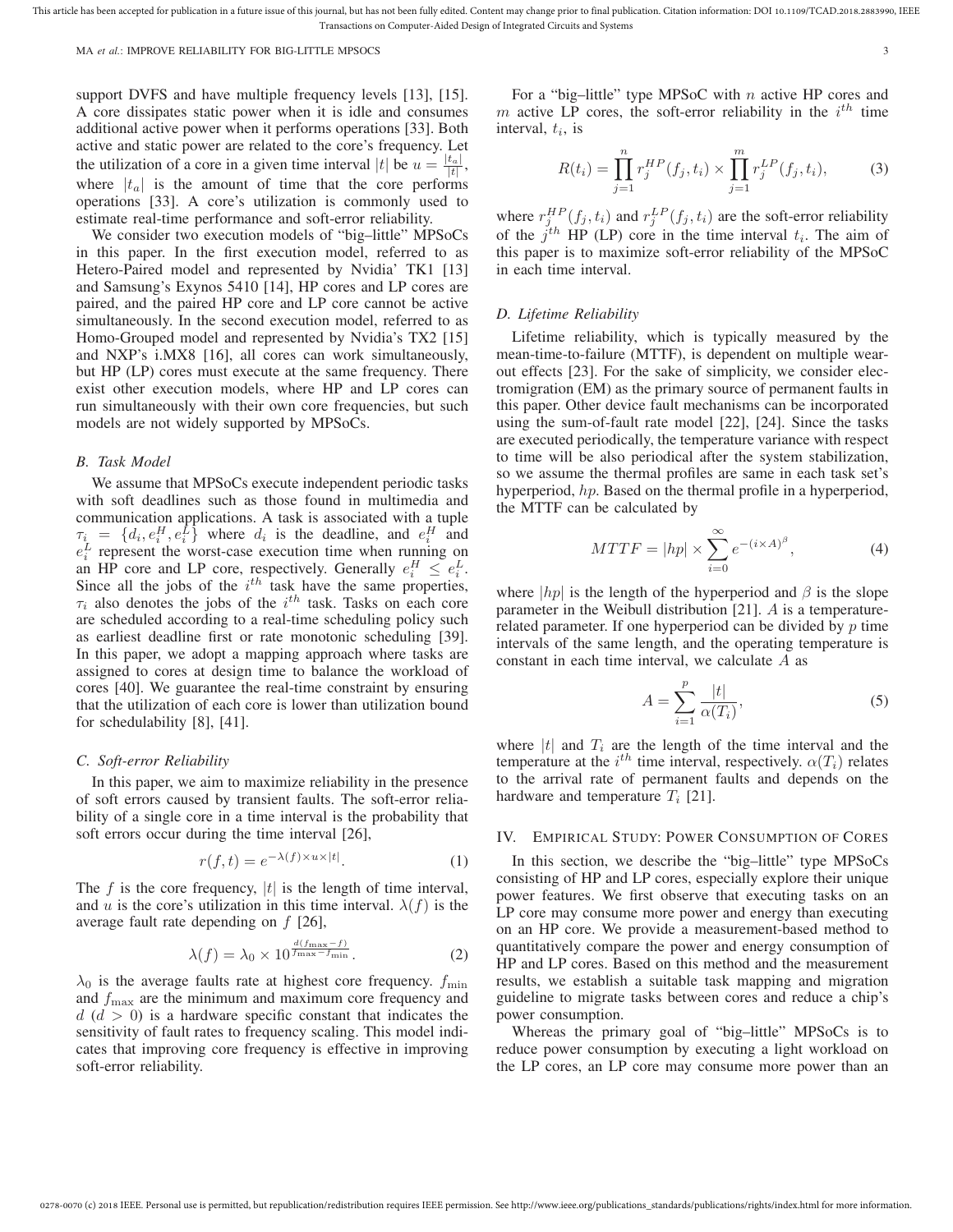support DVFS and have multiple frequency levels [13], [15]. A core dissipates static power when it is idle and consumes additional active power when it performs operations [33]. Both active and static power are related to the core's frequency. Let the utilization of a core in a given time interval $|t|$ be $u = \frac{|t_a|}{|t|}$, where $|t_a|$ is the amount of time that the core performs operations [33]. A core's utilization is commonly used to estimate real-time performance and soft-error reliability.

We consider two execution models of "big–little" MPSoCs in this paper. In the first execution model, referred to as Hetero-Paired model and represented by Nvidia' TK1 [13] and Samsung's Exynos 5410 [14], HP cores and LP cores are paired, and the paired HP core and LP core cannot be active simultaneously. In the second execution model, referred to as Homo-Grouped model and represented by Nvidia's TX2 [15] and NXP's i.MX8 [16], all cores can work simultaneously, but HP (LP) cores must execute at the same frequency. There exist other execution models, where HP and LP cores can run simultaneously with their own core frequencies, but such models are not widely supported by MPSoCs.

### B. Task Model

We assume that MPSoCs execute independent periodic tasks with soft deadlines such as those found in multimedia and communication applications. A task is associated with a tuple $\tau_i = \{d_i, e_i^H, e_i^L\}$ where $d_i$ is the deadline, and $e_i^H$ and $e_i^L$ represent the worst-case execution time when running on an HP core and LP core, respectively. Generally $e_i^H \leq e_i^L$. Since all the jobs of the $i^{th}$ task have the same properties, $\tau_i$ also denotes the jobs of the $i^{th}$ task. Tasks on each core are scheduled according to a real-time scheduling policy such as earliest deadline first or rate monotonic scheduling [39]. In this paper, we adopt a mapping approach where tasks are assigned to cores at design time to balance the workload of cores [40]. We guarantee the real-time constraint by ensuring that the utilization of each core is lower than utilization bound for schedulability [8], [41].

### C. Soft-error Reliability

In this paper, we aim to maximize reliability in the presence of soft errors caused by transient faults. The soft-error reliability of a single core in a time interval is the probability that soft errors occur during the time interval [26],

$$r(f, t) = e^{-\lambda(f) \times u \times |t|}. \tag{1}$$

The $f$ is the core frequency, $|t|$ is the length of time interval, and $u$ is the core's utilization in this time interval. $\lambda(f)$ is the average fault rate depending on $f$ [26],

$$\lambda(f) = \lambda_0 \times 10^{\frac{d(f_{\max} - f)}{f_{\max} - f_{\min}}}. \tag{2}$$

$\lambda_0$ is the average faults rate at highest core frequency. $f_{\min}$ and $f_{\max}$ are the minimum and maximum core frequency and $d$ ($d > 0$) is a hardware specific constant that indicates the sensitivity of fault rates to frequency scaling. This model indicates that improving core frequency is effective in improving soft-error reliability.

For a "big–little" type MPSoC with $n$ active HP cores and $m$ active LP cores, the soft-error reliability in the $i^{th}$ time interval, $t_i$, is

$$R(t_i) = \prod_{j=1}^{n} r_j^{HP}(f_j, t_i) \times \prod_{j=1}^{m} r_j^{LP}(f_j, t_i), \tag{3}$$

where $r_j^{HP}(f_j, t_i)$ and $r_j^{LP}(f_j, t_i)$ are the soft-error reliability of the $j^{th}$ HP (LP) core in the time interval $t_i$. The aim of this paper is to maximize soft-error reliability of the MPSoC in each time interval.

### D. Lifetime Reliability

Lifetime reliability, which is typically measured by the mean-time-to-failure (MTTF), is dependent on multiple wear-out effects [23]. For the sake of simplicity, we consider electromigration (EM) as the primary source of permanent faults in this paper. Other device fault mechanisms can be incorporated using the sum-of-fault rate model [22], [24]. Since the tasks are executed periodically, the temperature variance with respect to time will be also periodical after the system stabilization, so we assume the thermal profiles are same in each task set's hyperperiod, $hp$. Based on the thermal profile in a hyperperiod, the MTTF can be calculated by

$$MTTF = |hp| \times \sum_{i=0}^{\infty} e^{-(i \times A)^{\beta}}, \tag{4}$$

where $|hp|$ is the length of the hyperperiod and $\beta$ is the slope parameter in the Weibull distribution [21]. $A$ is a temperature-related parameter. If one hyperperiod can be divided by $p$ time intervals of the same length, and the operating temperature is constant in each time interval, we calculate $A$ as

$$A = \sum_{i=1}^{p} \frac{|t|}{\alpha(T_i)}, \tag{5}$$

where $|t|$ and $T_i$ are the length of the time interval and the temperature at the $i^{th}$ time interval, respectively. $\alpha(T_i)$ relates to the arrival rate of permanent faults and depends on the hardware and temperature $T_i$ [21].

## IV. Empirical Study: Power Consumption of Cores

In this section, we describe the "big–little" type MPSoCs consisting of HP and LP cores, especially explore their unique power features. We first observe that executing tasks on an LP core may consume more power and energy than executing on an HP core. We provide a measurement-based method to quantitatively compare the power and energy consumption of HP and LP cores. Based on this method and the measurement results, we establish a suitable task mapping and migration guideline to migrate tasks between cores and reduce a chip's power consumption.

Whereas the primary goal of "big–little" MPSoCs is to reduce power consumption by executing a light workload on the LP cores, an LP core may consume more power than an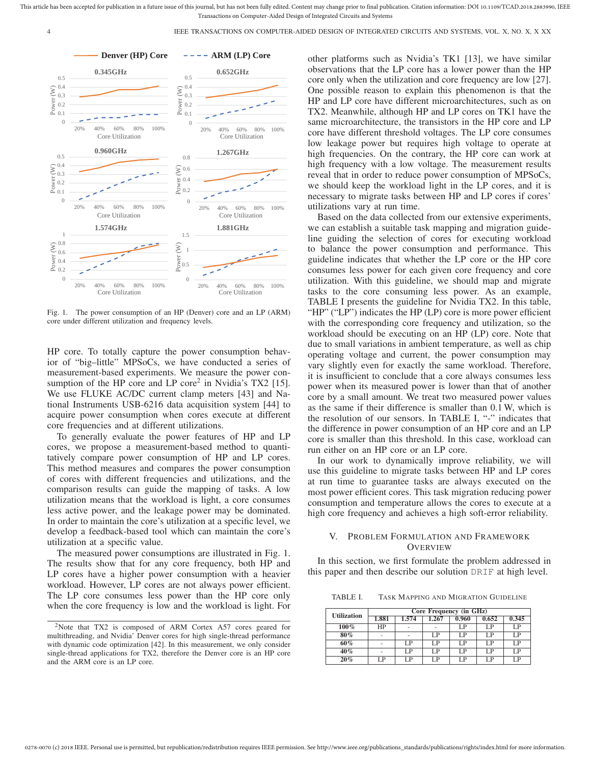Denver (HP) Core

ARM (LP) Core

0.345GHz

Power (W)

0.5
0.4
0.3
0.2
0.1
0

20% 40% 60% 80% 100%

Core Utilization

0.652GHz

Power (W)

0.5
0.4
0.3
0.2
0.1
0

20% 40% 60% 80% 100%

Core Utilization

0.960GHz

Power (W)

0.5
0.4
0.3
0.2
0.1
0

20% 40% 60% 80% 100%

Core Utilization

1.267GHz

Power (W)

0.8
0.6
0.4
0.2
0

20% 40% 60% 80% 100%

Core Utilization

1.574GHz

Power (W)

1
0.8
0.6
0.4
0.2
0

20% 40% 60% 80% 100%

Core Utilization

1.881GHz

Power (W)

1.5
1
0.5
0

20% 40% 60% 80% 100%

Core Utilization

Fig. 1. The power consumption of an HP (Denver) core and an LP (ARM) core under different utilization and frequency levels.

HP core. To totally capture the power consumption behavior of "big–little" MPSoCs, we have conducted a series of measurement-based experiments. We measure the power consumption of the HP core and LP core[2] in Nvidia's TX2 [15]. We use FLUKE AC/DC current clamp meters [43] and National Instruments USB-6216 data acquisition system [44] to acquire power consumption when cores execute at different core frequencies and at different utilizations.

To generally evaluate the power features of HP and LP cores, we propose a measurement-based method to quantitatively compare power consumption of HP and LP cores. This method measures and compares the power consumption of cores with different frequencies and utilizations, and the comparison results can guide the mapping of tasks. A low utilization means that the workload is light, a core consumes less active power, and the leakage power may be dominated. In order to maintain the core's utilization at a specific level, we develop a feedback-based tool which can maintain the core's utilization at a specific value.

The measured power consumptions are illustrated in Fig. 1. The results show that for any core frequency, both HP and LP cores have a higher power consumption with a heavier workload. However, LP cores are not always power efficient. The LP core consumes less power than the HP core only when the core frequency is low and the workload is light. For other platforms such as Nvidia's TK1 [13], we have similar observations that the LP core has a lower power than the HP core only when the utilization and core frequency are low [27]. One possible reason to explain this phenomenon is that the HP and LP core have different microarchitectures, such as on TX2. Meanwhile, although HP and LP cores on TK1 have the same microarchitecture, the transistors in the HP core and LP core have different threshold voltages. The LP core consumes low leakage power but requires high voltage to operate at high frequencies. On the contrary, the HP core can work at high frequency with a low voltage. The measurement results reveal that in order to reduce power consumption of MPSoCs, we should keep the workload light in the LP cores, and it is necessary to migrate tasks between HP and LP cores if cores' utilizations vary at run time.

Based on the data collected from our extensive experiments, we can establish a suitable task mapping and migration guideline guiding the selection of cores for executing workload to balance the power consumption and performance. This guideline indicates that whether the LP core or the HP core consumes less power for each given core frequency and core utilization. With this guideline, we should map and migrate tasks to the core consuming less power. As an example, TABLE I presents the guideline for Nvidia TX2. In this table, "HP" ("LP") indicates the HP (LP) core is more power efficient with the corresponding core frequency and utilization, so the workload should be executing on an HP (LP) core. Note that due to small variations in ambient temperature, as well as chip operating voltage and current, the power consumption may vary slightly even for exactly the same workload. Therefore, it is insufficient to conclude that a core always consumes less power when its measured power is lower than that of another core by a small amount. We treat two measured power values as the same if their difference is smaller than 0.1 W, which is the resolution of our sensors. In TABLE I, "-" indicates that the difference in power consumption of an HP core and an LP core is smaller than this threshold. In this case, workload can run either on an HP core or an LP core.

In our work to dynamically improve reliability, we will use this guideline to migrate tasks between HP and LP cores at run time to guarantee tasks are always executed on the most power efficient cores. This task migration reducing power consumption and temperature allows the cores to execute at a high core frequency and achieves a high soft-error reliability.

## V. Problem Formulation and Framework Overview

In this section, we first formulate the problem addressed in this paper and then describe our solution DRIF at high level.

TABLE I. Task Mapping and Migration Guideline

| Utilization | Core Frequency (in GHz) | | | | | |
|---|---|---|---|---|---|---|
| | 1.881 | 1.574 | 1.267 | 0.960 | 0.652 | 0.345 |
| 100% | HP | - | - | LP | LP | LP |
| 80% | - | - | LP | LP | LP | LP |
| 60% | - | LP | LP | LP | LP | LP |
| 40% | - | LP | LP | LP | LP | LP |
| 20% | LP | LP | LP | LP | LP | LP |

[2] Note that TX2 is composed of ARM Cortex A57 cores geared for multithreading, and Nvidia' Denver cores for high single-thread performance with dynamic code optimization [42]. In this measurement, we only consider single-thread applications for TX2, therefore the Denver core is an HP core and the ARM core is an LP core.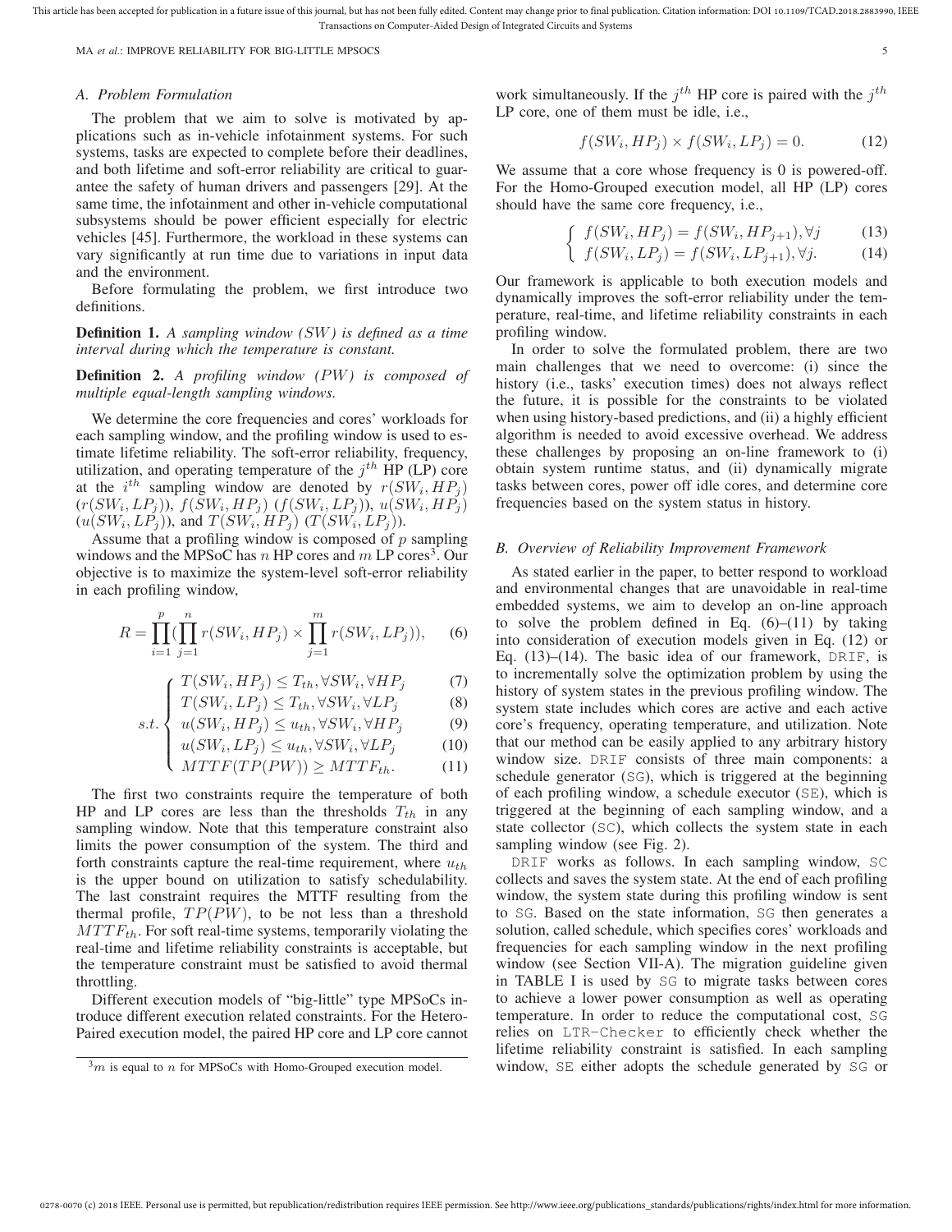### A. Problem Formulation

The problem that we aim to solve is motivated by applications such as in-vehicle infotainment systems. For such systems, tasks are expected to complete before their deadlines, and both lifetime and soft-error reliability are critical to guarantee the safety of human drivers and passengers [29]. At the same time, the infotainment and other in-vehicle computational subsystems should be power efficient especially for electric vehicles [45]. Furthermore, the workload in these systems can vary significantly at run time due to variations in input data and the environment.

Before formulating the problem, we first introduce two definitions.

**Definition 1.** *A sampling window ($SW$) is defined as a time interval during which the temperature is constant.*

**Definition 2.** *A profiling window ($PW$) is composed of multiple equal-length sampling windows.*

We determine the core frequencies and cores' workloads for each sampling window, and the profiling window is used to estimate lifetime reliability. The soft-error reliability, frequency, utilization, and operating temperature of the $j^{th}$ HP (LP) core at the $i^{th}$ sampling window are denoted by $r(SW_i, HP_j)$ $(r(SW_i, LP_j))$, $f(SW_i, HP_j)$ $(f(SW_i, LP_j))$, $u(SW_i, HP_j)$ $(u(SW_i, LP_j))$, and $T(SW_i, HP_j)$ $(T(SW_i, LP_j))$.

Assume that a profiling window is composed of $p$ sampling windows and the MPSoC has $n$ HP cores and $m$ LP cores[3]. Our objective is to maximize the system-level soft-error reliability in each profiling window,

$$R = \prod_{i=1}^{p}\left(\prod_{j=1}^{n} r(SW_i, HP_j) \times \prod_{j=1}^{m} r(SW_i, LP_j)\right), \quad (6)$$

$$s.t. \begin{cases} T(SW_i, HP_j) \leq T_{th}, \forall SW_i, \forall HP_j & (7) \\ T(SW_i, LP_j) \leq T_{th}, \forall SW_i, \forall LP_j & (8) \\ u(SW_i, HP_j) \leq u_{th}, \forall SW_i, \forall HP_j & (9) \\ u(SW_i, LP_j) \leq u_{th}, \forall SW_i, \forall LP_j & (10) \\ MTTF(TP(PW)) \geq MTTF_{th}. & (11) \end{cases}$$

The first two constraints require the temperature of both HP and LP cores are less than the thresholds $T_{th}$ in any sampling window. Note that this temperature constraint also limits the power consumption of the system. The third and forth constraints capture the real-time requirement, where $u_{th}$ is the upper bound on utilization to satisfy schedulability. The last constraint requires the MTTF resulting from the thermal profile, $TP(PW)$, to be not less than a threshold $MTTF_{th}$. For soft real-time systems, temporarily violating the real-time and lifetime reliability constraints is acceptable, but the temperature constraint must be satisfied to avoid thermal throttling.

Different execution models of "big-little" type MPSoCs introduce different execution related constraints. For the Hetero-Paired execution model, the paired HP core and LP core cannot work simultaneously. If the $j^{th}$ HP core is paired with the $j^{th}$ LP core, one of them must be idle, i.e.,

$$f(SW_i, HP_j) \times f(SW_i, LP_j) = 0. \quad (12)$$

We assume that a core whose frequency is 0 is powered-off. For the Homo-Grouped execution model, all HP (LP) cores should have the same core frequency, i.e.,

$$\begin{cases} f(SW_i, HP_j) = f(SW_i, HP_{j+1}), \forall j & (13) \\ f(SW_i, LP_j) = f(SW_i, LP_{j+1}), \forall j. & (14) \end{cases}$$

Our framework is applicable to both execution models and dynamically improves the soft-error reliability under the temperature, real-time, and lifetime reliability constraints in each profiling window.

In order to solve the formulated problem, there are two main challenges that we need to overcome: (i) since the history (i.e., tasks' execution times) does not always reflect the future, it is possible for the constraints to be violated when using history-based predictions, and (ii) a highly efficient algorithm is needed to avoid excessive overhead. We address these challenges by proposing an on-line framework to (i) obtain system runtime status, and (ii) dynamically migrate tasks between cores, power off idle cores, and determine core frequencies based on the system status in history.

### B. Overview of Reliability Improvement Framework

As stated earlier in the paper, to better respond to workload and environmental changes that are unavoidable in real-time embedded systems, we aim to develop an on-line approach to solve the problem defined in Eq. (6)–(11) by taking into consideration of execution models given in Eq. (12) or Eq. (13)–(14). The basic idea of our framework, `DRIF`, is to incrementally solve the optimization problem by using the history of system states in the previous profiling window. The system state includes which cores are active and each active core's frequency, operating temperature, and utilization. Note that our method can be easily applied to any arbitrary history window size. `DRIF` consists of three main components: a schedule generator (`SG`), which is triggered at the beginning of each profiling window, a schedule executor (`SE`), which is triggered at the beginning of each sampling window, and a state collector (`SC`), which collects the system state in each sampling window (see Fig. 2).

`DRIF` works as follows. In each sampling window, `SC` collects and saves the system state. At the end of each profiling window, the system state during this profiling window is sent to `SG`. Based on the state information, `SG` then generates a solution, called schedule, which specifies cores' workloads and frequencies for each sampling window in the next profiling window (see Section VII-A). The migration guideline given in TABLE I is used by `SG` to migrate tasks between cores to achieve a lower power consumption as well as operating temperature. In order to reduce the computational cost, `SG` relies on `LTR-Checker` to efficiently check whether the lifetime reliability constraint is satisfied. In each sampling window, `SE` either adopts the schedule generated by `SG` or

[3] $m$ is equal to $n$ for MPSoCs with Homo-Grouped execution model.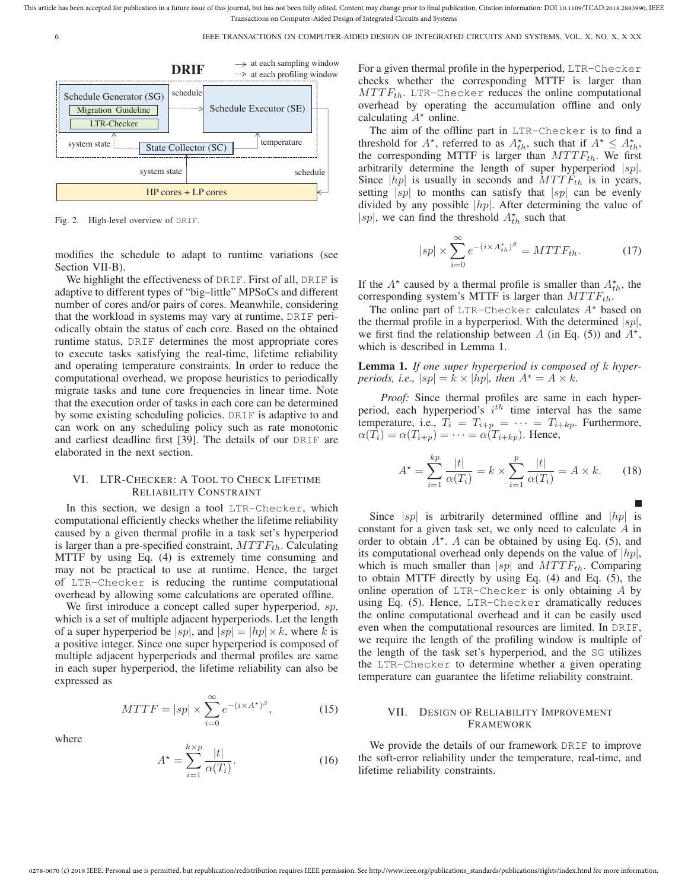Fig. 2. High-level overview of DRIF.

modifies the schedule to adapt to runtime variations (see Section VII-B).

We highlight the effectiveness of DRIF. First of all, DRIF is adaptive to different types of "big–little" MPSoCs and different number of cores and/or pairs of cores. Meanwhile, considering that the workload in systems may vary at runtime, DRIF periodically obtain the status of each core. Based on the obtained runtime status, DRIF determines the most appropriate cores to execute tasks satisfying the real-time, lifetime reliability and operating temperature constraints. In order to reduce the computational overhead, we propose heuristics to periodically migrate tasks and tune core frequencies in linear time. Note that the execution order of tasks in each core can be determined by some existing scheduling policies. DRIF is adaptive to and can work on any scheduling policy such as rate monotonic and earliest deadline first [39]. The details of our DRIF are elaborated in the next section.

## VI. LTR-Checker: A Tool to Check Lifetime Reliability Constraint

In this section, we design a tool LTR-Checker, which computational efficiently checks whether the lifetime reliability caused by a given thermal profile in a task set's hyperperiod is larger than a pre-specified constraint, $MTTF_{th}$. Calculating MTTF by using Eq. (4) is extremely time consuming and may not be practical to use at runtime. Hence, the target of LTR-Checker is reducing the runtime computational overhead by allowing some calculations are operated offline.

We first introduce a concept called super hyperperiod, $sp$, which is a set of multiple adjacent hyperperiods. Let the length of a super hyperperiod be $|sp|$, and $|sp| = |hp| \times k$, where $k$ is a positive integer. Since one super hyperperiod is composed of multiple adjacent hyperperiods and thermal profiles are same in each super hyperperiod, the lifetime reliability can also be expressed as

$$MTTF = |sp| \times \sum_{i=0}^{\infty} e^{-(i \times A^{\star})^{\beta}}, \tag{15}$$

where

$$A^{\star} = \sum_{i=1}^{k \times p} \frac{|t|}{\alpha(T_i)}. \tag{16}$$

For a given thermal profile in the hyperperiod, LTR-Checker checks whether the corresponding MTTF is larger than $MTTF_{th}$. LTR-Checker reduces the online computational overhead by operating the accumulation offline and only calculating $A^{\star}$ online.

The aim of the offline part in LTR-Checker is to find a threshold for $A^{\star}$, referred to as $A^{\star}_{th}$, such that if $A^{\star} \leq A^{\star}_{th}$, the corresponding MTTF is larger than $MTTF_{th}$. We first arbitrarily determine the length of super hyperperiod $|sp|$. Since $|hp|$ is usually in seconds and $MTTF_{th}$ is in years, setting $|sp|$ to months can satisfy that $|sp|$ can be evenly divided by any possible $|hp|$. After determining the value of $|sp|$, we can find the threshold $A^{\star}_{th}$ such that

$$|sp| \times \sum_{i=0}^{\infty} e^{-(i \times A^{\star}_{th})^{\beta}} = MTTF_{th}. \tag{17}$$

If the $A^{\star}$ caused by a thermal profile is smaller than $A^{\star}_{th}$, the corresponding system's MTTF is larger than $MTTF_{th}$.

The online part of LTR-Checker calculates $A^{\star}$ based on the thermal profile in a hyperperiod. With the determined $|sp|$, we first find the relationship between $A$ (in Eq. (5)) and $A^{\star}$, which is described in Lemma 1.

**Lemma 1.** *If one super hyperperiod is composed of $k$ hyperperiods, i.e., $|sp| = k \times |hp|$, then $A^{\star} = A \times k$.*

*Proof:* Since thermal profiles are same in each hyperperiod, each hyperperiod's $i^{th}$ time interval has the same temperature, i.e., $T_i = T_{i+p} = \cdots = T_{i+kp}$. Furthermore, $\alpha(T_i) = \alpha(T_{i+p}) = \cdots = \alpha(T_{i+kp})$. Hence,

$$A^{\star} = \sum_{i=1}^{kp} \frac{|t|}{\alpha(T_i)} = k \times \sum_{i=1}^{p} \frac{|t|}{\alpha(T_i)} = A \times k. \tag{18}$$

■

Since $|sp|$ is arbitrarily determined offline and $|hp|$ is constant for a given task set, we only need to calculate $A$ in order to obtain $A^{\star}$. $A$ can be obtained by using Eq. (5), and its computational overhead only depends on the value of $|hp|$, which is much smaller than $|sp|$ and $MTTF_{th}$. Comparing to obtain MTTF directly by using Eq. (4) and Eq. (5), the online operation of LTR-Checker is only obtaining $A$ by using Eq. (5). Hence, LTR-Checker dramatically reduces the online computational overhead and it can be easily used even when the computational resources are limited. In DRIF, we require the length of the profiling window is multiple of the length of the task set's hyperperiod, and the SG utilizes the LTR-Checker to determine whether a given operating temperature can guarantee the lifetime reliability constraint.

## VII. Design of Reliability Improvement Framework

We provide the details of our framework DRIF to improve the soft-error reliability under the temperature, real-time, and lifetime reliability constraints.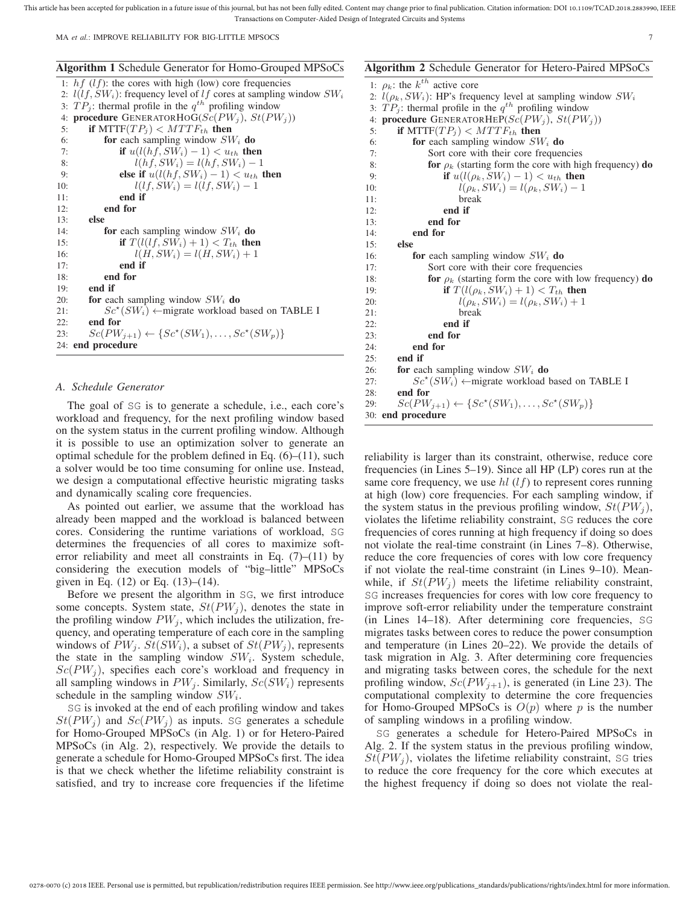**Algorithm 1** Schedule Generator for Homo-Grouped MPSoCs

```
1: hf (lf): the cores with high (low) core frequencies
2: l(lf, SW_i): frequency level of lf cores at sampling window SW_i
3: TP_j: thermal profile in the q^th profiling window
4: procedure GENERATORHOG(Sc(PW_j), St(PW_j))
5:     if MTTF(TP_j) < MTTF_th then
6:         for each sampling window SW_i do
7:             if u(l(hf, SW_i) − 1) < u_th then
8:                 l(hf, SW_i) = l(hf, SW_i) − 1
9:             else if u(l(hf, SW_i) − 1) < u_th then
10:                l(lf, SW_i) = l(lf, SW_i) − 1
11:            end if
12:        end for
13:    else
14:        for each sampling window SW_i do
15:            if T(l(lf, SW_i) + 1) < T_th then
16:                l(H, SW_i) = l(H, SW_i) + 1
17:            end if
18:        end for
19:    end if
20:    for each sampling window SW_i do
21:        Sc*(SW_i) ←migrate workload based on TABLE I
22:    end for
23:    Sc(PW_{j+1}) ← {Sc*(SW_1), . . . , Sc*(SW_p)}
24: end procedure
```

**Algorithm 2** Schedule Generator for Hetero-Paired MPSoCs

```
1: ρ_k: the k^th active core
2: l(ρ_k, SW_i): HP's frequency level at sampling window SW_i
3: TP_j: thermal profile in the q^th profiling window
4: procedure GENERATORHEP(Sc(PW_j), St(PW_j))
5:     if MTTF(TP_j) < MTTF_th then
6:         for each sampling window SW_i do
7:             Sort core with their core frequencies
8:             for ρ_k (starting form the core with high frequency) do
9:                 if u(l(ρ_k, SW_i) − 1) < u_th then
10:                    l(ρ_k, SW_i) = l(ρ_k, SW_i) − 1
11:                    break
12:                end if
13:            end for
14:        end for
15:    else
16:        for each sampling window SW_i do
17:            Sort core with their core frequencies
18:            for ρ_k (starting form the core with low frequency) do
19:                if T(l(ρ_k, SW_i) + 1) < T_th then
20:                    l(ρ_k, SW_i) = l(ρ_k, SW_i) + 1
21:                    break
22:                end if
23:            end for
24:        end for
25:    end if
26:    for each sampling window SW_i do
27:        Sc*(SW_i) ←migrate workload based on TABLE I
28:    end for
29:    Sc(PW_{j+1}) ← {Sc*(SW_1), . . . , Sc*(SW_p)}
30: end procedure
```

### A. Schedule Generator

The goal of SG is to generate a schedule, i.e., each core's workload and frequency, for the next profiling window based on the system status in the current profiling window. Although it is possible to use an optimization solver to generate an optimal schedule for the problem defined in Eq. (6)–(11), such a solver would be too time consuming for online use. Instead, we design a computational effective heuristic migrating tasks and dynamically scaling core frequencies.

As pointed out earlier, we assume that the workload has already been mapped and the workload is balanced between cores. Considering the runtime variations of workload, SG determines the frequencies of all cores to maximize soft-error reliability and meet all constraints in Eq. (7)–(11) by considering the execution models of "big–little" MPSoCs given in Eq. (12) or Eq. (13)–(14).

Before we present the algorithm in SG, we first introduce some concepts. System state, $St(PW_j)$, denotes the state in the profiling window $PW_j$, which includes the utilization, frequency, and operating temperature of each core in the sampling windows of $PW_j$. $St(SW_i)$, a subset of $St(PW_j)$, represents the state in the sampling window $SW_i$. System schedule, $Sc(PW_j)$, specifies each core's workload and frequency in all sampling windows in $PW_j$. Similarly, $Sc(SW_i)$ represents schedule in the sampling window $SW_i$.

SG is invoked at the end of each profiling window and takes $St(PW_j)$ and $Sc(PW_j)$ as inputs. SG generates a schedule for Homo-Grouped MPSoCs (in Alg. 1) or for Hetero-Paired MPSoCs (in Alg. 2), respectively. We provide the details to generate a schedule for Homo-Grouped MPSoCs first. The idea is that we check whether the lifetime reliability constraint is satisfied, and try to increase core frequencies if the lifetime reliability is larger than its constraint, otherwise, reduce core frequencies (in Lines 5–19). Since all HP (LP) cores run at the same core frequency, we use $hl$ ($lf$) to represent cores running at high (low) core frequencies. For each sampling window, if the system status in the previous profiling window, $St(PW_j)$, violates the lifetime reliability constraint, SG reduces the core frequencies of cores running at high frequency if doing so does not violate the real-time constraint (in Lines 7–8). Otherwise, reduce the core frequencies of cores with low core frequency if not violate the real-time constraint (in Lines 9–10). Meanwhile, if $St(PW_j)$ meets the lifetime reliability constraint, SG increases frequencies for cores with low core frequency to improve soft-error reliability under the temperature constraint (in Lines 14–18). After determining core frequencies, SG migrates tasks between cores to reduce the power consumption and temperature (in Lines 20–22). We provide the details of task migration in Alg. 3. After determining core frequencies and migrating tasks between cores, the schedule for the next profiling window, $Sc(PW_{j+1})$, is generated (in Line 23). The computational complexity to determine the core frequencies for Homo-Grouped MPSoCs is $O(p)$ where $p$ is the number of sampling windows in a profiling window.

SG generates a schedule for Hetero-Paired MPSoCs in Alg. 2. If the system status in the previous profiling window, $St(PW_j)$, violates the lifetime reliability constraint, SG tries to reduce the core frequency for the core which executes at the highest frequency if doing so does not violate the real-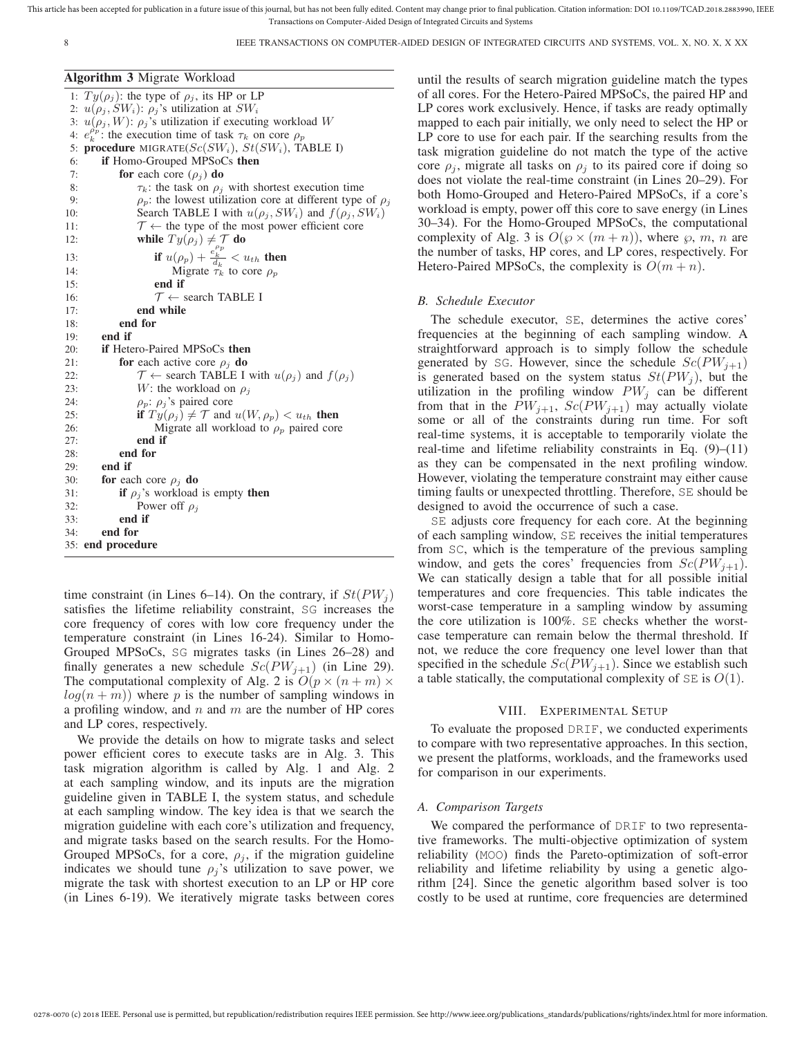**Algorithm 3** Migrate Workload

```
1:  Ty(ρ_j): the type of ρ_j, its HP or LP
2:  u(ρ_j, SW_i): ρ_j's utilization at SW_i
3:  u(ρ_j, W): ρ_j's utilization if executing workload W
4:  e_k^{ρ_p}: the execution time of task τ_k on core ρ_p
5:  procedure MIGRATE(Sc(SW_i), St(SW_i), TABLE I)
6:      if Homo-Grouped MPSoCs then
7:          for each core (ρ_j) do
8:              τ_k: the task on ρ_j with shortest execution time
9:              ρ_p: the lowest utilization core at different type of ρ_j
10:             Search TABLE I with u(ρ_j, SW_i) and f(ρ_j, SW_i)
11:             T ← the type of the most power efficient core
12:             while Ty(ρ_j) ≠ T do
13:                 if u(ρ_p) + e_k^{ρ_p}/d_k < u_th then
14:                     Migrate τ_k to core ρ_p
15:                 end if
16:                 T ← search TABLE I
17:             end while
18:         end for
19:     end if
20:     if Hetero-Paired MPSoCs then
21:         for each active core ρ_j do
22:             T ← search TABLE I with u(ρ_j) and f(ρ_j)
23:             W: the workload on ρ_j
24:             ρ_p: ρ_j's paired core
25:             if Ty(ρ_j) ≠ T and u(W, ρ_p) < u_th then
26:                 Migrate all workload to ρ_p paired core
27:             end if
28:         end for
29:     end if
30:     for each core ρ_j do
31:         if ρ_j's workload is empty then
32:             Power off ρ_j
33:         end if
34:     end for
35: end procedure
```

time constraint (in Lines 6–14). On the contrary, if $St(PW_j)$ satisfies the lifetime reliability constraint, SG increases the core frequency of cores with low core frequency under the temperature constraint (in Lines 16-24). Similar to Homo-Grouped MPSoCs, SG migrates tasks (in Lines 26–28) and finally generates a new schedule $Sc(PW_{j+1})$ (in Line 29). The computational complexity of Alg. 2 is $O(p \times (n+m) \times log(n+m))$ where $p$ is the number of sampling windows in a profiling window, and $n$ and $m$ are the number of HP cores and LP cores, respectively.

We provide the details on how to migrate tasks and select power efficient cores to execute tasks are in Alg. 3. This task migration algorithm is called by Alg. 1 and Alg. 2 at each sampling window, and its inputs are the migration guideline given in TABLE I, the system status, and schedule at each sampling window. The key idea is that we search the migration guideline with each core's utilization and frequency, and migrate tasks based on the search results. For the Homo-Grouped MPSoCs, for a core, $\rho_j$, if the migration guideline indicates we should tune $\rho_j$'s utilization to save power, we migrate the task with shortest execution to an LP or HP core (in Lines 6-19). We iteratively migrate tasks between cores until the results of search migration guideline match the types of all cores. For the Hetero-Paired MPSoCs, the paired HP and LP cores work exclusively. Hence, if tasks are ready optimally mapped to each pair initially, we only need to select the HP or LP core to use for each pair. If the searching results from the task migration guideline do not match the type of the active core $\rho_j$, migrate all tasks on $\rho_j$ to its paired core if doing so does not violate the real-time constraint (in Lines 20–29). For both Homo-Grouped and Hetero-Paired MPSoCs, if a core's workload is empty, power off this core to save energy (in Lines 30–34). For the Homo-Grouped MPSoCs, the computational complexity of Alg. 3 is $O(\wp \times (m+n))$, where $\wp$, $m$, $n$ are the number of tasks, HP cores, and LP cores, respectively. For Hetero-Paired MPSoCs, the complexity is $O(m+n)$.

### B. Schedule Executor

The schedule executor, SE, determines the active cores' frequencies at the beginning of each sampling window. A straightforward approach is to simply follow the schedule generated by SG. However, since the schedule $Sc(PW_{j+1})$ is generated based on the system status $St(PW_j)$, but the utilization in the profiling window $PW_j$ can be different from that in the $PW_{j+1}$, $Sc(PW_{j+1})$ may actually violate some or all of the constraints during run time. For soft real-time systems, it is acceptable to temporarily violate the real-time and lifetime reliability constraints in Eq. (9)–(11) as they can be compensated in the next profiling window. However, violating the temperature constraint may either cause timing faults or unexpected throttling. Therefore, SE should be designed to avoid the occurrence of such a case.

SE adjusts core frequency for each core. At the beginning of each sampling window, SE receives the initial temperatures from SC, which is the temperature of the previous sampling window, and gets the cores' frequencies from $Sc(PW_{j+1})$. We can statically design a table that for all possible initial temperatures and core frequencies. This table indicates the worst-case temperature in a sampling window by assuming the core utilization is 100%. SE checks whether the worst-case temperature can remain below the thermal threshold. If not, we reduce the core frequency one level lower than that specified in the schedule $Sc(PW_{j+1})$. Since we establish such a table statically, the computational complexity of SE is $O(1)$.

## VIII. Experimental Setup

To evaluate the proposed DRIF, we conducted experiments to compare with two representative approaches. In this section, we present the platforms, workloads, and the frameworks used for comparison in our experiments.

### A. Comparison Targets

We compared the performance of DRIF to two representative frameworks. The multi-objective optimization of system reliability (MOO) finds the Pareto-optimization of soft-error reliability and lifetime reliability by using a genetic algorithm [24]. Since the genetic algorithm based solver is too costly to be used at runtime, core frequencies are determined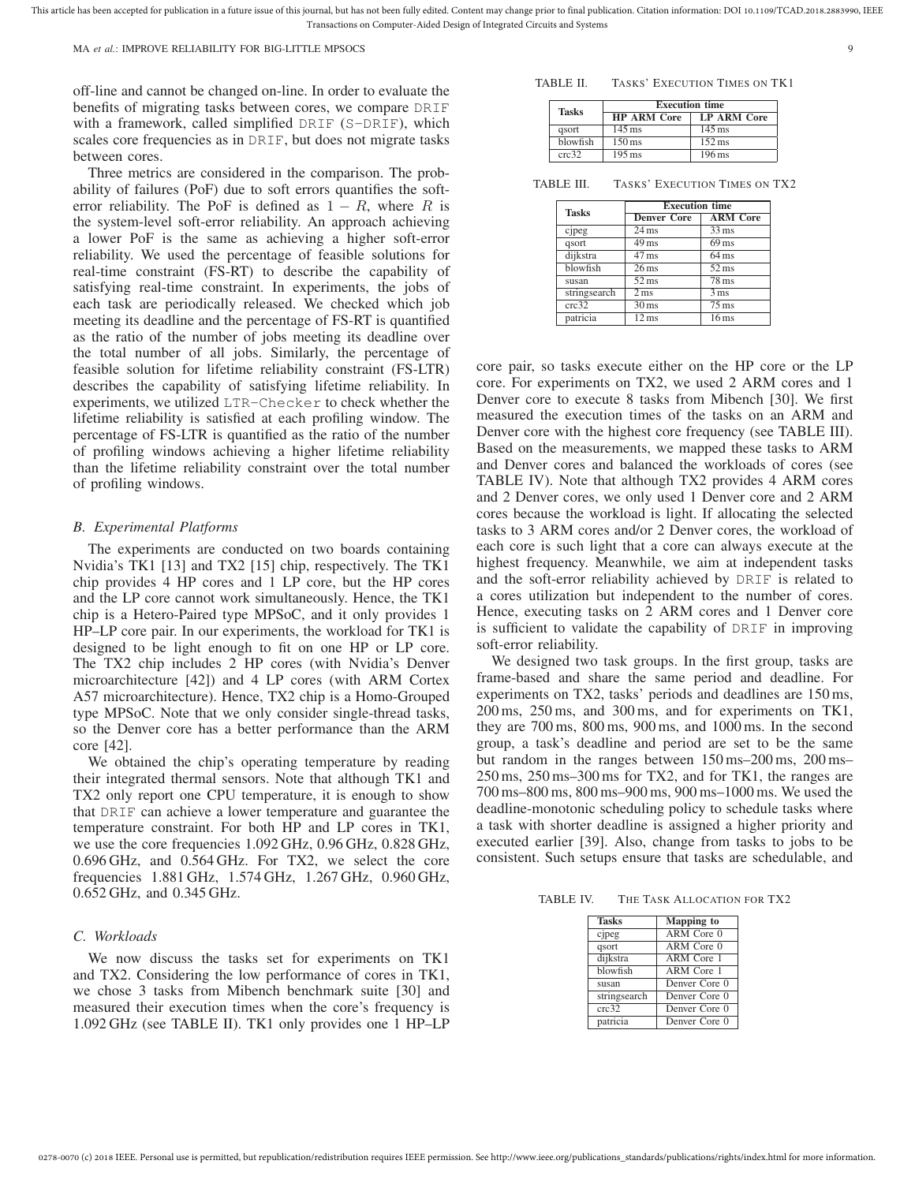off-line and cannot be changed on-line. In order to evaluate the benefits of migrating tasks between cores, we compare DRIF with a framework, called simplified DRIF (S-DRIF), which scales core frequencies as in DRIF, but does not migrate tasks between cores.

Three metrics are considered in the comparison. The probability of failures (PoF) due to soft errors quantifies the soft-error reliability. The PoF is defined as $1 - R$, where $R$ is the system-level soft-error reliability. An approach achieving a lower PoF is the same as achieving a higher soft-error reliability. We used the percentage of feasible solutions for real-time constraint (FS-RT) to describe the capability of satisfying real-time constraint. In experiments, the jobs of each task are periodically released. We checked which job meeting its deadline and the percentage of FS-RT is quantified as the ratio of the number of jobs meeting its deadline over the total number of all jobs. Similarly, the percentage of feasible solution for lifetime reliability constraint (FS-LTR) describes the capability of satisfying lifetime reliability. In experiments, we utilized LTR-Checker to check whether the lifetime reliability is satisfied at each profiling window. The percentage of FS-LTR is quantified as the ratio of the number of profiling windows achieving a higher lifetime reliability than the lifetime reliability constraint over the total number of profiling windows.

### B. Experimental Platforms

The experiments are conducted on two boards containing Nvidia's TK1 [13] and TX2 [15] chip, respectively. The TK1 chip provides 4 HP cores and 1 LP core, but the HP cores and the LP core cannot work simultaneously. Hence, the TK1 chip is a Hetero-Paired type MPSoC, and it only provides 1 HP–LP core pair. In our experiments, the workload for TK1 is designed to be light enough to fit on one HP or LP core. The TX2 chip includes 2 HP cores (with Nvidia's Denver microarchitecture [42]) and 4 LP cores (with ARM Cortex A57 microarchitecture). Hence, TX2 chip is a Homo-Grouped type MPSoC. Note that we only consider single-thread tasks, so the Denver core has a better performance than the ARM core [42].

We obtained the chip's operating temperature by reading their integrated thermal sensors. Note that although TK1 and TX2 only report one CPU temperature, it is enough to show that DRIF can achieve a lower temperature and guarantee the temperature constraint. For both HP and LP cores in TK1, we use the core frequencies 1.092 GHz, 0.96 GHz, 0.828 GHz, 0.696 GHz, and 0.564 GHz. For TX2, we select the core frequencies 1.881 GHz, 1.574 GHz, 1.267 GHz, 0.960 GHz, 0.652 GHz, and 0.345 GHz.

### C. Workloads

We now discuss the tasks set for experiments on TK1 and TX2. Considering the low performance of cores in TK1, we chose 3 tasks from Mibench benchmark suite [30] and measured their execution times when the core's frequency is 1.092 GHz (see TABLE II). TK1 only provides one 1 HP–LP core pair, so tasks execute either on the HP core or the LP core. For experiments on TX2, we used 2 ARM cores and 1 Denver core to execute 8 tasks from Mibench [30]. We first measured the execution times of the tasks on an ARM and Denver core with the highest core frequency (see TABLE III). Based on the measurements, we mapped these tasks to ARM and Denver cores and balanced the workloads of cores (see TABLE IV). Note that although TX2 provides 4 ARM cores and 2 Denver cores, we only used 1 Denver core and 2 ARM cores because the workload is light. If allocating the selected tasks to 3 ARM cores and/or 2 Denver cores, the workload of each core is such light that a core can always execute at the highest frequency. Meanwhile, we aim at independent tasks and the soft-error reliability achieved by DRIF is related to a cores utilization but independent to the number of cores. Hence, executing tasks on 2 ARM cores and 1 Denver core is sufficient to validate the capability of DRIF in improving soft-error reliability.

We designed two task groups. In the first group, tasks are frame-based and share the same period and deadline. For experiments on TX2, tasks' periods and deadlines are 150 ms, 200 ms, 250 ms, and 300 ms, and for experiments on TK1, they are 700 ms, 800 ms, 900 ms, and 1000 ms. In the second group, a task's deadline and period are set to be the same but random in the ranges between 150 ms–200 ms, 200 ms–250 ms, 250 ms–300 ms for TX2, and for TK1, the ranges are 700 ms–800 ms, 800 ms–900 ms, 900 ms–1000 ms. We used the deadline-monotonic scheduling policy to schedule tasks where a task with shorter deadline is assigned a higher priority and executed earlier [39]. Also, change from tasks to jobs to be consistent. Such setups ensure that tasks are schedulable, and

TABLE II. Tasks' Execution Times on TK1

| Tasks | Execution time | |
|---|---|---|
| | HP ARM Core | LP ARM Core |
| qsort | 145 ms | 145 ms |
| blowfish | 150 ms | 152 ms |
| crc32 | 195 ms | 196 ms |

TABLE III. Tasks' Execution Times on TX2

| Tasks | Execution time | |
|---|---|---|
| | Denver Core | ARM Core |
| cjpeg | 24 ms | 33 ms |
| qsort | 49 ms | 69 ms |
| dijkstra | 47 ms | 64 ms |
| blowfish | 26 ms | 52 ms |
| susan | 52 ms | 78 ms |
| stringsearch | 2 ms | 3 ms |
| crc32 | 30 ms | 75 ms |
| patricia | 12 ms | 16 ms |

TABLE IV. The Task Allocation for TX2

| Tasks | Mapping to |
|---|---|
| cjpeg | ARM Core 0 |
| qsort | ARM Core 0 |
| dijkstra | ARM Core 1 |
| blowfish | ARM Core 1 |
| susan | Denver Core 0 |
| stringsearch | Denver Core 0 |
| crc32 | Denver Core 0 |
| patricia | Denver Core 0 |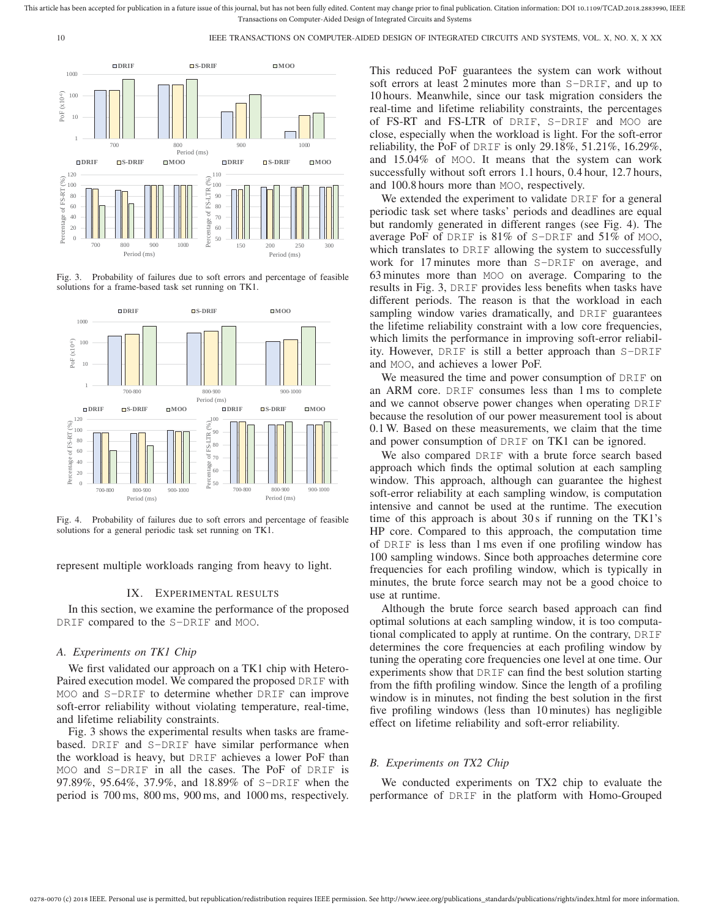Fig. 3. Probability of failures due to soft errors and percentage of feasible solutions for a frame-based task set running on TK1.

Fig. 4. Probability of failures due to soft errors and percentage of feasible solutions for a general periodic task set running on TK1.

represent multiple workloads ranging from heavy to light.

## IX. Experimental results

In this section, we examine the performance of the proposed DRIF compared to the S-DRIF and MOO.

### A. Experiments on TK1 Chip

We first validated our approach on a TK1 chip with Hetero-Paired execution model. We compared the proposed DRIF with MOO and S-DRIF to determine whether DRIF can improve soft-error reliability without violating temperature, real-time, and lifetime reliability constraints.

Fig. 3 shows the experimental results when tasks are frame-based. DRIF and S-DRIF have similar performance when the workload is heavy, but DRIF achieves a lower PoF than MOO and S-DRIF in all the cases. The PoF of DRIF is 97.89%, 95.64%, 37.9%, and 18.89% of S-DRIF when the period is 700 ms, 800 ms, 900 ms, and 1000 ms, respectively. This reduced PoF guarantees the system can work without soft errors at least 2 minutes more than S-DRIF, and up to 10 hours. Meanwhile, since our task migration considers the real-time and lifetime reliability constraints, the percentages of FS-RT and FS-LTR of DRIF, S-DRIF and MOO are close, especially when the workload is light. For the soft-error reliability, the PoF of DRIF is only 29.18%, 51.21%, 16.29%, and 15.04% of MOO. It means that the system can work successfully without soft errors 1.1 hours, 0.4 hour, 12.7 hours, and 100.8 hours more than MOO, respectively.

We extended the experiment to validate DRIF for a general periodic task set where tasks' periods and deadlines are equal but randomly generated in different ranges (see Fig. 4). The average PoF of DRIF is 81% of S-DRIF and 51% of MOO, which translates to DRIF allowing the system to successfully work for 17 minutes more than S-DRIF on average, and 63 minutes more than MOO on average. Comparing to the results in Fig. 3, DRIF provides less benefits when tasks have different periods. The reason is that the workload in each sampling window varies dramatically, and DRIF guarantees the lifetime reliability constraint with a low core frequencies, which limits the performance in improving soft-error reliability. However, DRIF is still a better approach than S-DRIF and MOO, and achieves a lower PoF.

We measured the time and power consumption of DRIF on an ARM core. DRIF consumes less than 1 ms to complete and we cannot observe power changes when operating DRIF because the resolution of our power measurement tool is about 0.1 W. Based on these measurements, we claim that the time and power consumption of DRIF on TK1 can be ignored.

We also compared DRIF with a brute force search based approach which finds the optimal solution at each sampling window. This approach, although can guarantee the highest soft-error reliability at each sampling window, is computation intensive and cannot be used at the runtime. The execution time of this approach is about 30 s if running on the TK1's HP core. Compared to this approach, the computation time of DRIF is less than 1 ms even if one profiling window has 100 sampling windows. Since both approaches determine core frequencies for each profiling window, which is typically in minutes, the brute force search may not be a good choice to use at runtime.

Although the brute force search based approach can find optimal solutions at each sampling window, it is too computational complicated to apply at runtime. On the contrary, DRIF determines the core frequencies at each profiling window by tuning the operating core frequencies one level at one time. Our experiments show that DRIF can find the best solution starting from the fifth profiling window. Since the length of a profiling window is in minutes, not finding the best solution in the first five profiling windows (less than 10 minutes) has negligible effect on lifetime reliability and soft-error reliability.

### B. Experiments on TX2 Chip

We conducted experiments on TX2 chip to evaluate the performance of DRIF in the platform with Homo-Grouped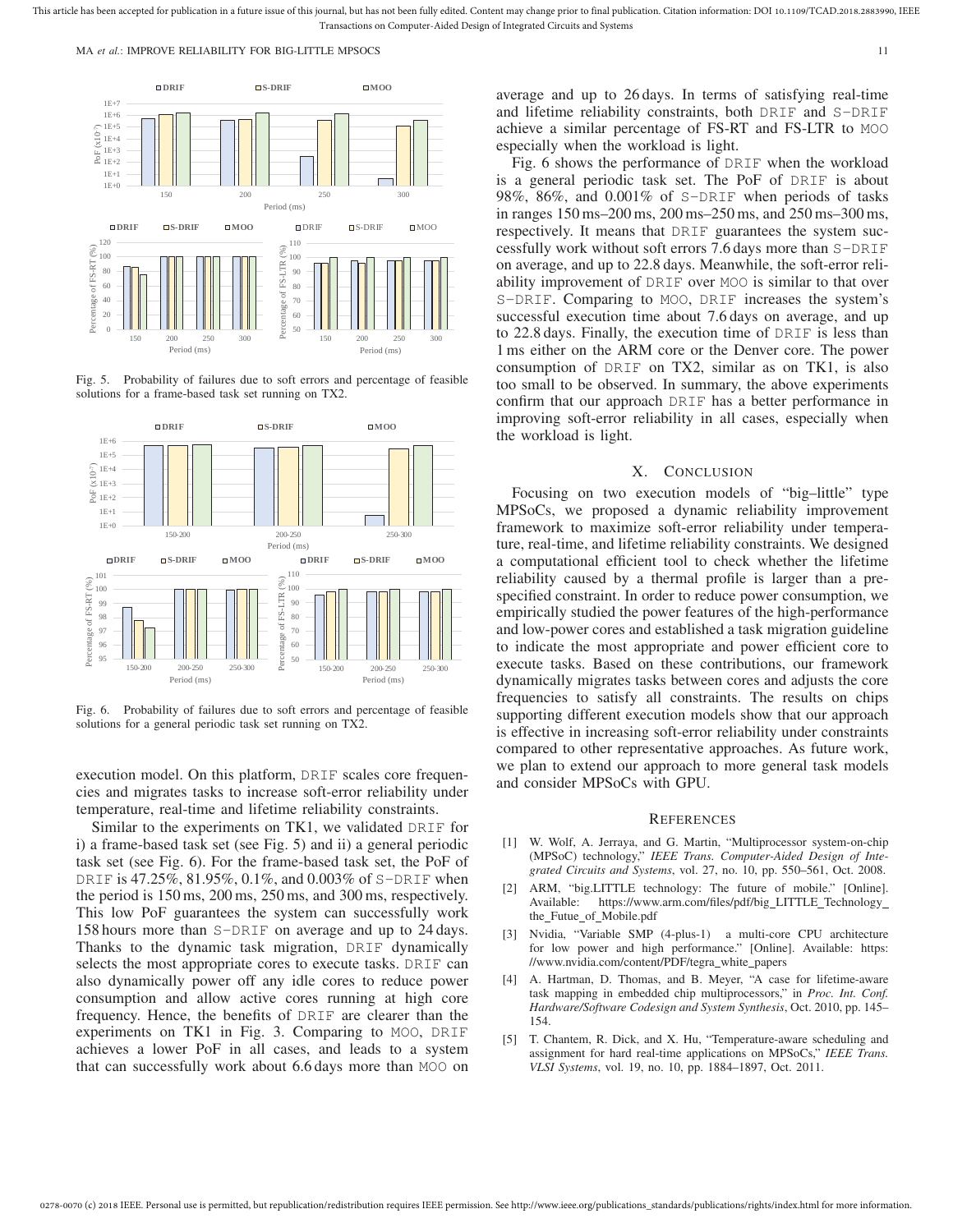Fig. 5. Probability of failures due to soft errors and percentage of feasible solutions for a frame-based task set running on TX2.

Fig. 6. Probability of failures due to soft errors and percentage of feasible solutions for a general periodic task set running on TX2.

execution model. On this platform, DRIF scales core frequencies and migrates tasks to increase soft-error reliability under temperature, real-time and lifetime reliability constraints.

Similar to the experiments on TK1, we validated DRIF for i) a frame-based task set (see Fig. 5) and ii) a general periodic task set (see Fig. 6). For the frame-based task set, the PoF of DRIF is 47.25%, 81.95%, 0.1%, and 0.003% of S-DRIF when the period is 150 ms, 200 ms, 250 ms, and 300 ms, respectively. This low PoF guarantees the system can successfully work 158 hours more than S-DRIF on average and up to 24 days. Thanks to the dynamic task migration, DRIF dynamically selects the most appropriate cores to execute tasks. DRIF can also dynamically power off any idle cores to reduce power consumption and allow active cores running at high core frequency. Hence, the benefits of DRIF are clearer than the experiments on TK1 in Fig. 3. Comparing to MOO, DRIF achieves a lower PoF in all cases, and leads to a system that can successfully work about 6.6 days more than MOO on average and up to 26 days. In terms of satisfying real-time and lifetime reliability constraints, both DRIF and S-DRIF achieve a similar percentage of FS-RT and FS-LTR to MOO especially when the workload is light.

Fig. 6 shows the performance of DRIF when the workload is a general periodic task set. The PoF of DRIF is about 98%, 86%, and 0.001% of S-DRIF when periods of tasks in ranges 150 ms–200 ms, 200 ms–250 ms, and 250 ms–300 ms, respectively. It means that DRIF guarantees the system successfully work without soft errors 7.6 days more than S-DRIF on average, and up to 22.8 days. Meanwhile, the soft-error reliability improvement of DRIF over MOO is similar to that over S-DRIF. Comparing to MOO, DRIF increases the system's successful execution time about 7.6 days on average, and up to 22.8 days. Finally, the execution time of DRIF is less than 1 ms either on the ARM core or the Denver core. The power consumption of DRIF on TX2, similar as on TK1, is also too small to be observed. In summary, the above experiments confirm that our approach DRIF has a better performance in improving soft-error reliability in all cases, especially when the workload is light.

## X. Conclusion

Focusing on two execution models of "big–little" type MPSoCs, we proposed a dynamic reliability improvement framework to maximize soft-error reliability under temperature, real-time, and lifetime reliability constraints. We designed a computational efficient tool to check whether the lifetime reliability caused by a thermal profile is larger than a pre-specified constraint. In order to reduce power consumption, we empirically studied the power features of the high-performance and low-power cores and established a task migration guideline to indicate the most appropriate and power efficient core to execute tasks. Based on these contributions, our framework dynamically migrates tasks between cores and adjusts the core frequencies to satisfy all constraints. The results on chips supporting different execution models show that our approach is effective in increasing soft-error reliability under constraints compared to other representative approaches. As future work, we plan to extend our approach to more general task models and consider MPSoCs with GPU.

## References

[1] W. Wolf, A. Jerraya, and G. Martin, "Multiprocessor system-on-chip (MPSoC) technology," *IEEE Trans. Computer-Aided Design of Integrated Circuits and Systems*, vol. 27, no. 10, pp. 550–561, Oct. 2008.

[2] ARM, "big.LITTLE technology: The future of mobile." [Online]. Available: https://www.arm.com/files/pdf/big_LITTLE_Technology_the_Futue_of_Mobile.pdf

[3] Nvidia, "Variable SMP (4-plus-1) a multi-core CPU architecture for low power and high performance." [Online]. Available: https://www.nvidia.com/content/PDF/tegra_white_papers

[4] A. Hartman, D. Thomas, and B. Meyer, "A case for lifetime-aware task mapping in embedded chip multiprocessors," in *Proc. Int. Conf. Hardware/Software Codesign and System Synthesis*, Oct. 2010, pp. 145–154.

[5] T. Chantem, R. Dick, and X. Hu, "Temperature-aware scheduling and assignment for hard real-time applications on MPSoCs," *IEEE Trans. VLSI Systems*, vol. 19, no. 10, pp. 1884–1897, Oct. 2011.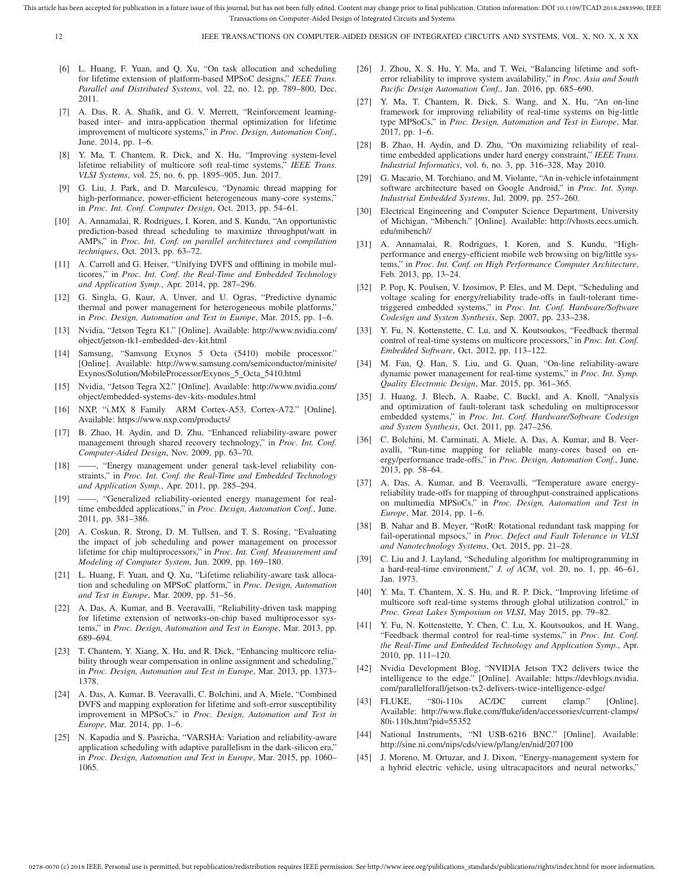[6] L. Huang, F. Yuan, and Q. Xu, "On task allocation and scheduling for lifetime extension of platform-based MPSoC designs," *IEEE Trans. Parallel and Distributed Systems*, vol. 22, no. 12, pp. 789–800, Dec. 2011.

[7] A. Das, R. A. Shafik, and G. V. Merrett, "Reinforcement learning-based inter- and intra-application thermal optimization for lifetime improvement of multicore systems," in *Proc. Design, Automation Conf.*, June. 2014, pp. 1–6.

[8] Y. Ma, T. Chantem, R. Dick, and X. Hu, "Improving system-level lifetime reliability of multicore soft real-time systems," *IEEE Trans. VLSI Systems*, vol. 25, no. 6, pp. 1895–905, Jun. 2017.

[9] G. Liu, J. Park, and D. Marculescu, "Dynamic thread mapping for high-performance, power-efficient heterogeneous many-core systems," in *Proc. Int. Conf. Computer Design*, Oct. 2013, pp. 54–61.

[10] A. Annamalai, R. Rodrigues, I. Koren, and S. Kundu, "An opportunistic prediction-based thread scheduling to maximize throughput/watt in AMPs," in *Proc. Int. Conf. on parallel architectures and compilation techniques*, Oct. 2013, pp. 63–72.

[11] A. Carroll and G. Heiser, "Unifying DVFS and offlining in mobile multicores," in *Proc. Int. Conf. the Real-Time and Embedded Technology and Application Symp.*, Apr. 2014, pp. 287–296.

[12] G. Singla, G. Kaur, A. Unver, and U. Ogras, "Predictive dynamic thermal and power management for heterogeneous mobile platforms," in *Proc. Design, Automation and Test in Europe*, Mar. 2015, pp. 1–6.

[13] Nvidia, "Jetson Tegra K1." [Online]. Available: http://www.nvidia.com/object/jetson-tk1-embedded-dev-kit.html

[14] Samsung, "Samsung Exynos 5 Octa (5410) mobile processor." [Online]. Available: http://www.samsung.com/semiconductor/minisite/Exynos/Solution/MobileProcessor/Exynos_5_Octa_5410.html

[15] Nvidia, "Jetson Tegra X2." [Online]. Available: http://www.nvidia.com/object/embedded-systems-dev-kits-modules.html

[16] NXP, "i.MX 8 Family ARM Cortex-A53, Cortex-A72." [Online]. Available: https://www.nxp.com/products/

[17] B. Zhao, H. Aydin, and D. Zhu, "Enhanced reliability-aware power management through shared recovery technology," in *Proc. Int. Conf. Computer-Aided Design*, Nov. 2009, pp. 63–70.

[18] ——, "Energy management under general task-level reliability constraints," in *Proc. Int. Conf. the Real-Time and Embedded Technology and Application Symp.*, Apr. 2011, pp. 285–294.

[19] ——, "Generalized reliability-oriented energy management for real-time embedded applications," in *Proc. Design, Automation Conf.*, June. 2011, pp. 381–386.

[20] A. Coskun, R. Strong, D. M. Tullsen, and T. S. Rosing, "Evaluating the impact of job scheduling and power management on processor lifetime for chip multiprocessors," in *Proc. Int. Conf. Measurement and Modeling of Computer System*, Jun. 2009, pp. 169–180.

[21] L. Huang, F. Yuan, and Q. Xu, "Lifetime reliability-aware task allocation and scheduling on MPSoC platform," in *Proc. Design, Automation and Test in Europe*, Mar. 2009, pp. 51–56.

[22] A. Das, A. Kumar, and B. Veeravalli, "Reliability-driven task mapping for lifetime extension of networks-on-chip based multiprocessor systems," in *Proc. Design, Automation and Test in Europe*, Mar. 2013, pp. 689–694.

[23] T. Chantem, Y. Xiang, X. Hu, and R. Dick, "Enhancing multicore reliability through wear compensation in online assignment and scheduling," in *Proc. Design, Automation and Test in Europe*, Mar. 2013, pp. 1373–1378.

[24] A. Das, A. Kumar, B. Veeravalli, C. Bolchini, and A. Miele, "Combined DVFS and mapping exploration for lifetime and soft-error susceptibility improvement in MPSoCs," in *Proc. Design, Automation and Test in Europe*, Mar. 2014, pp. 1–6.

[25] N. Kapadia and S. Pasricha, "VARSHA: Variation and reliability-aware application scheduling with adaptive parallelism in the dark-silicon era," in *Proc. Design, Automation and Test in Europe*, Mar. 2015, pp. 1060–1065.

[26] J. Zhou, X. S. Hu, Y. Ma, and T. Wei, "Balancing lifetime and soft-error reliability to improve system availability," in *Proc. Asia and South Pacific Design Automation Conf.*, Jan. 2016, pp. 685–690.

[27] Y. Ma, T. Chantem, R. Dick, S. Wang, and X. Hu, "An on-line framework for improving reliability of real-time systems on big-little type MPSoCs," in *Proc. Design, Automation and Test in Europe*, Mar. 2017, pp. 1–6.

[28] B. Zhao, H. Aydin, and D. Zhu, "On maximizing reliability of real-time embedded applications under hard energy constraint," *IEEE Trans. Industrial Informatics*, vol. 6, no. 3, pp. 316–328, May 2010.

[29] G. Macario, M. Torchiano, and M. Violante, "An in-vehicle infotainment software architecture based on Google Android," in *Proc. Int. Symp. Industrial Embedded Systems*, Jul. 2009, pp. 257–260.

[30] Electrical Engineering and Computer Science Department, University of Michigan, "Mibench." [Online]. Available: http://vhosts.eecs.umich.edu/mibench//

[31] A. Annamalai, R. Rodrigues, I. Koren, and S. Kundu, "High-performance and energy-efficient mobile web browsing on big/little systems," in *Proc. Int. Conf. on High Performance Computer Architecture*, Feb. 2013, pp. 13–24.

[32] P. Pop, K. Poulsen, V. Izosimov, P. Eles, and M. Dept, "Scheduling and voltage scaling for energy/reliability trade-offs in fault-tolerant time-triggered embedded systems," in *Proc. Int. Conf. Hardware/Software Codesign and System Synthesis*, Sep. 2007, pp. 233–238.

[33] Y. Fu, N. Kottenstette, C. Lu, and X. Koutsoukos, "Feedback thermal control of real-time systems on multicore processors," in *Proc. Int. Conf. Embedded Software*, Oct. 2012, pp. 113–122.

[34] M. Fan, Q. Han, S. Liu, and G. Quan, "On-line reliability-aware dynamic power management for real-time systems," in *Proc. Int. Symp. Quality Electronic Design*, Mar. 2015, pp. 361–365.

[35] J. Huang, J. Blech, A. Raabe, C. Buckl, and A. Knoll, "Analysis and optimization of fault-tolerant task scheduling on multiprocessor embedded systems," in *Proc. Int. Conf. Hardware/Software Codesign and System Synthesis*, Oct. 2011, pp. 247–256.

[36] C. Bolchini, M. Carminati, A. Miele, A. Das, A. Kumar, and B. Veeravalli, "Run-time mapping for reliable many-cores based on energy/performance trade-offs," in *Proc. Design, Automation Conf.*, June. 2013, pp. 58–64.

[37] A. Das, A. Kumar, and B. Veeravalli, "Temperature aware energy-reliability trade-offs for mapping of throughput-constrained applications on multimedia MPSoCs," in *Proc. Design, Automation and Test in Europe*, Mar. 2014, pp. 1–6.

[38] B. Nahar and B. Meyer, "RotR: Rotational redundant task mapping for fail-operational mpsocs," in *Proc. Defect and Fault Tolerance in VLSI and Nanotechnology Systems*, Oct. 2015, pp. 21–28.

[39] C. Liu and J. Layland, "Scheduling algorithm for multiprogramming in a hard-real-time environment," *J. of ACM*, vol. 20, no. 1, pp. 46–61, Jan. 1973.

[40] Y. Ma, T. Chantem, X. S. Hu, and R. P. Dick, "Improving lifetime of multicore soft real-time systems through global utilization control," in *Proc. Great Lakes Symposium on VLSI*, May 2015, pp. 79–82.

[41] Y. Fu, N. Kottenstette, Y. Chen, C. Lu, X. Koutsoukos, and H. Wang, "Feedback thermal control for real-time systems," in *Proc. Int. Conf. the Real-Time and Embedded Technology and Application Symp.*, Apr. 2010, pp. 111–120.

[42] Nvidia Development Blog, "NVIDIA Jetson TX2 delivers twice the intelligence to the edge." [Online]. Available: https://devblogs.nvidia.com/parallelforall/jetson-tx2-delivers-twice-intelligence-edge/

[43] FLUKE, "80i-110s AC/DC current clamp." [Online]. Available: http://www.fluke.com/fluke/iden/accessories/current-clamps/80i-110s.htm?pid=55352

[44] National Instruments, "NI USB-6216 BNC." [Online]. Available: http://sine.ni.com/nips/cds/view/p/lang/en/nid/207100

[45] J. Moreno, M. Ortuzar, and J. Dixon, "Energy-management system for a hybrid electric vehicle, using ultracapacitors and neural networks,"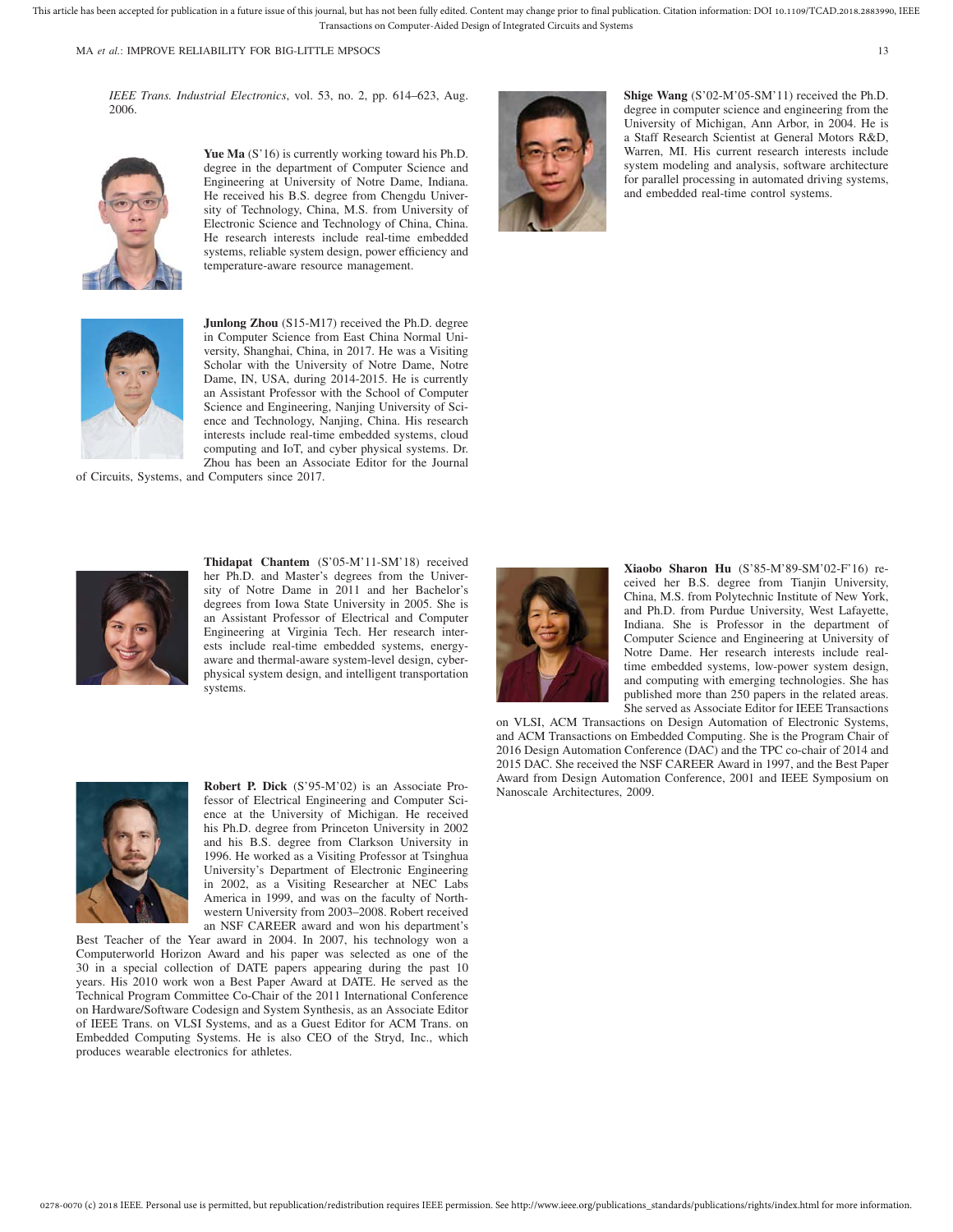*IEEE Trans. Industrial Electronics*, vol. 53, no. 2, pp. 614–623, Aug. 2006.

**Yue Ma** (S'16) is currently working toward his Ph.D. degree in the department of Computer Science and Engineering at University of Notre Dame, Indiana. He received his B.S. degree from Chengdu University of Technology, China, M.S. from University of Electronic Science and Technology of China, China. He research interests include real-time embedded systems, reliable system design, power efficiency and temperature-aware resource management.

**Junlong Zhou** (S15-M17) received the Ph.D. degree in Computer Science from East China Normal University, Shanghai, China, in 2017. He was a Visiting Scholar with the University of Notre Dame, Notre Dame, IN, USA, during 2014-2015. He is currently an Assistant Professor with the School of Computer Science and Engineering, Nanjing University of Science and Technology, Nanjing, China. His research interests include real-time embedded systems, cloud computing and IoT, and cyber physical systems. Dr. Zhou has been an Associate Editor for the Journal of Circuits, Systems, and Computers since 2017.

**Thidapat Chantem** (S'05-M'11-SM'18) received her Ph.D. and Master's degrees from the University of Notre Dame in 2011 and her Bachelor's degrees from Iowa State University in 2005. She is an Assistant Professor of Electrical and Computer Engineering at Virginia Tech. Her research interests include real-time embedded systems, energy-aware and thermal-aware system-level design, cyber-physical system design, and intelligent transportation systems.

**Robert P. Dick** (S'95-M'02) is an Associate Professor of Electrical Engineering and Computer Science at the University of Michigan. He received his Ph.D. degree from Princeton University in 2002 and his B.S. degree from Clarkson University in 1996. He worked as a Visiting Professor at Tsinghua University's Department of Electronic Engineering in 2002, as a Visiting Researcher at NEC Labs America in 1999, and was on the faculty of Northwestern University from 2003–2008. Robert received an NSF CAREER award and won his department's Best Teacher of the Year award in 2004. In 2007, his technology won a Computerworld Horizon Award and his paper was selected as one of the 30 in a special collection of DATE papers appearing during the past 10 years. His 2010 work won a Best Paper Award at DATE. He served as the Technical Program Committee Co-Chair of the 2011 International Conference on Hardware/Software Codesign and System Synthesis, as an Associate Editor of IEEE Trans. on VLSI Systems, and as a Guest Editor for ACM Trans. on Embedded Computing Systems. He is also CEO of the Stryd, Inc., which produces wearable electronics for athletes.

**Shige Wang** (S'02-M'05-SM'11) received the Ph.D. degree in computer science and engineering from the University of Michigan, Ann Arbor, in 2004. He is a Staff Research Scientist at General Motors R&D, Warren, MI. His current research interests include system modeling and analysis, software architecture for parallel processing in automated driving systems, and embedded real-time control systems.

**Xiaobo Sharon Hu** (S'85-M'89-SM'02-F'16) received her B.S. degree from Tianjin University, China, M.S. from Polytechnic Institute of New York, and Ph.D. from Purdue University, West Lafayette, Indiana. She is Professor in the department of Computer Science and Engineering at University of Notre Dame. Her research interests include real-time embedded systems, low-power system design, and computing with emerging technologies. She has published more than 250 papers in the related areas. She served as Associate Editor for IEEE Transactions on VLSI, ACM Transactions on Design Automation of Electronic Systems, and ACM Transactions on Embedded Computing. She is the Program Chair of 2016 Design Automation Conference (DAC) and the TPC co-chair of 2014 and 2015 DAC. She received the NSF CAREER Award in 1997, and the Best Paper Award from Design Automation Conference, 2001 and IEEE Symposium on Nanoscale Architectures, 2009.